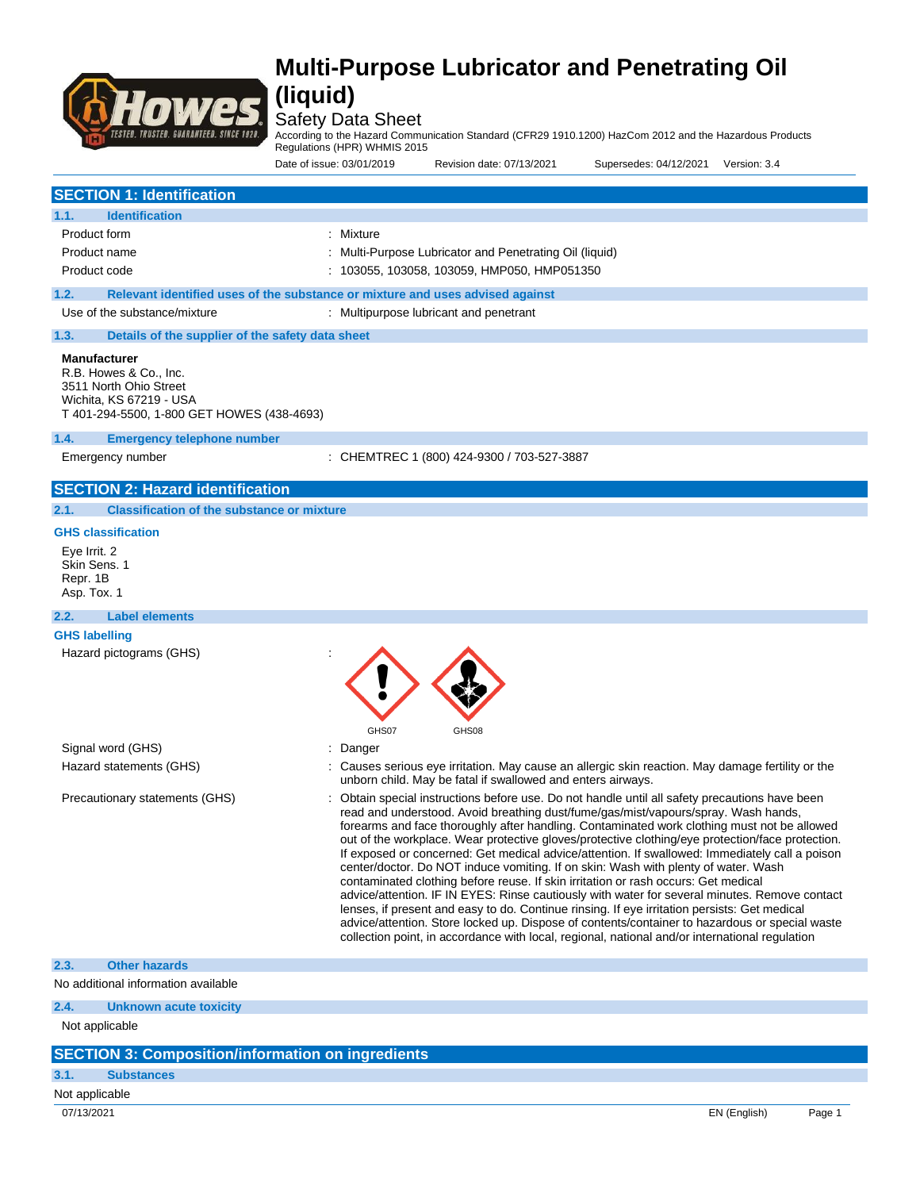# Multi-Purpose Lubricator and Penetrating Oil (liquid)

Safety Data Sheet

According to the Hazard Communication Standard (CFR29 1910.1200) HazCom 2012 and the Hazardous Products Regulations (HPR) WHMIS 2015

Date of issue: 03/01/2019 Revision date: 07/13/2021 Supersedes: 04/12/2021 Version: 3.4

## SECTION 1: Identification

### 1.1. Identification

| | |
|---|---|
| Product form | : Mixture |
| Product name | : Multi-Purpose Lubricator and Penetrating Oil (liquid) |
| Product code | : 103055, 103058, 103059, HMP050, HMP051350 |

### 1.2. Relevant identified uses of the substance or mixture and uses advised against

| | |
|---|---|
| Use of the substance/mixture | : Multipurpose lubricant and penetrant |

### 1.3. Details of the supplier of the safety data sheet

**Manufacturer**
R.B. Howes & Co., Inc.
3511 North Ohio Street
Wichita, KS 67219 - USA
T 401-294-5500, 1-800 GET HOWES (438-4693)

### 1.4. Emergency telephone number

| | |
|---|---|
| Emergency number | : CHEMTREC 1 (800) 424-9300 / 703-527-3887 |

## SECTION 2: Hazard identification

### 2.1. Classification of the substance or mixture

**GHS classification**

Eye Irrit. 2
Skin Sens. 1
Repr. 1B
Asp. Tox. 1

### 2.2. Label elements

**GHS labelling**

Hazard pictograms (GHS) :

GHS07 GHS08

Signal word (GHS) : Danger

Hazard statements (GHS) : Causes serious eye irritation. May cause an allergic skin reaction. May damage fertility or the unborn child. May be fatal if swallowed and enters airways.

Precautionary statements (GHS) : Obtain special instructions before use. Do not handle until all safety precautions have been read and understood. Avoid breathing dust/fume/gas/mist/vapours/spray. Wash hands, forearms and face thoroughly after handling. Contaminated work clothing must not be allowed out of the workplace. Wear protective gloves/protective clothing/eye protection/face protection. If exposed or concerned: Get medical advice/attention. If swallowed: Immediately call a poison center/doctor. Do NOT induce vomiting. If on skin: Wash with plenty of water. Wash contaminated clothing before reuse. If skin irritation or rash occurs: Get medical advice/attention. IF IN EYES: Rinse cautiously with water for several minutes. Remove contact lenses, if present and easy to do. Continue rinsing. If eye irritation persists: Get medical advice/attention. Store locked up. Dispose of contents/container to hazardous or special waste collection point, in accordance with local, regional, national and/or international regulation

### 2.3. Other hazards

No additional information available

### 2.4. Unknown acute toxicity

Not applicable

## SECTION 3: Composition/information on ingredients

### 3.1. Substances

Not applicable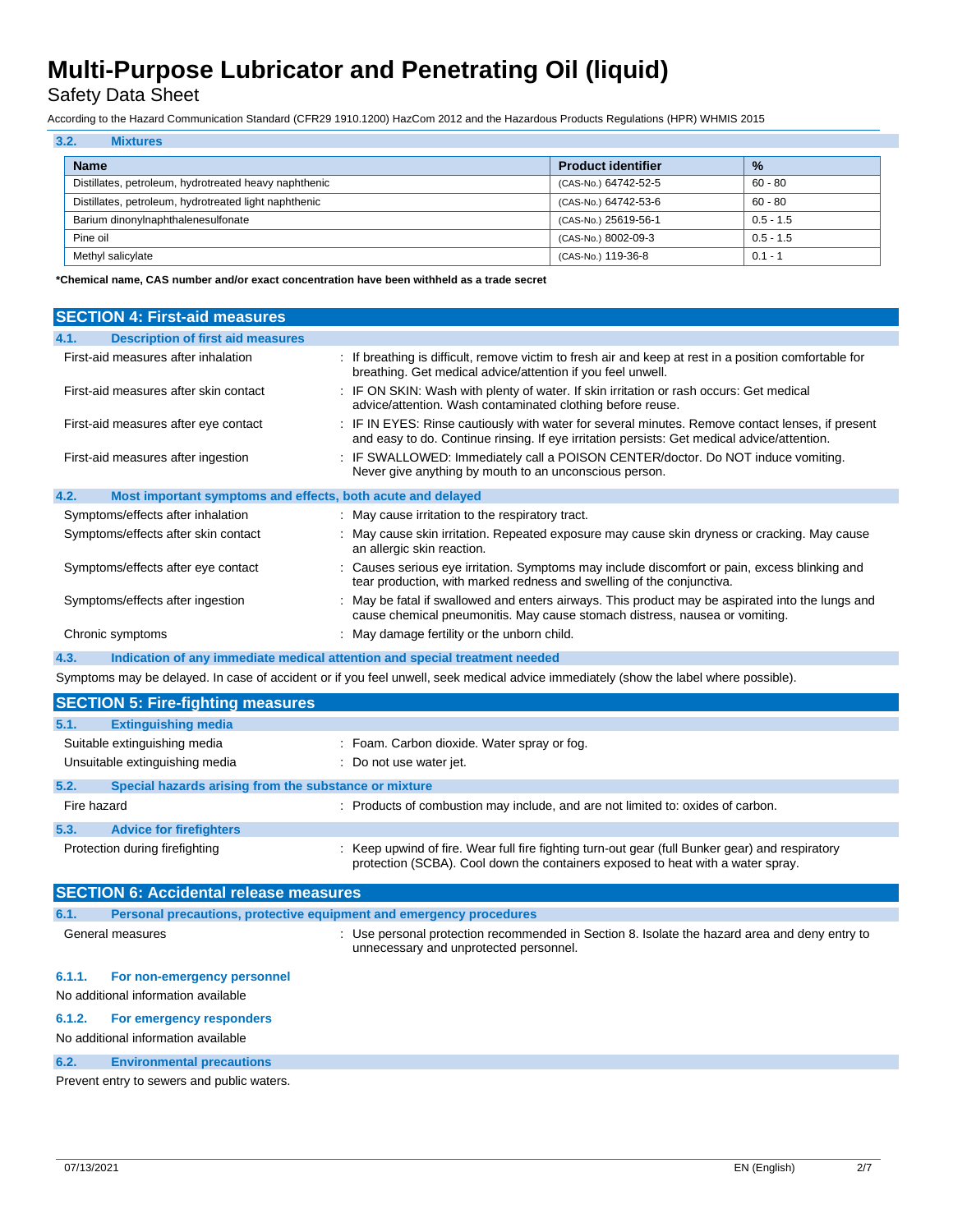### 3.2. Mixtures

| Name | Product identifier | % |
|---|---|---|
| Distillates, petroleum, hydrotreated heavy naphthenic | (CAS-No.) 64742-52-5 | 60 - 80 |
| Distillates, petroleum, hydrotreated light naphthenic | (CAS-No.) 64742-53-6 | 60 - 80 |
| Barium dinonylnaphthalenesulfonate | (CAS-No.) 25619-56-1 | 0.5 - 1.5 |
| Pine oil | (CAS-No.) 8002-09-3 | 0.5 - 1.5 |
| Methyl salicylate | (CAS-No.) 119-36-8 | 0.1 - 1 |

***Chemical name, CAS number and/or exact concentration have been withheld as a trade secret**

## SECTION 4: First-aid measures

### 4.1. Description of first aid measures

First-aid measures after inhalation : If breathing is difficult, remove victim to fresh air and keep at rest in a position comfortable for breathing. Get medical advice/attention if you feel unwell.

First-aid measures after skin contact : IF ON SKIN: Wash with plenty of water. If skin irritation or rash occurs: Get medical advice/attention. Wash contaminated clothing before reuse.

First-aid measures after eye contact : IF IN EYES: Rinse cautiously with water for several minutes. Remove contact lenses, if present and easy to do. Continue rinsing. If eye irritation persists: Get medical advice/attention.

First-aid measures after ingestion : IF SWALLOWED: Immediately call a POISON CENTER/doctor. Do NOT induce vomiting. Never give anything by mouth to an unconscious person.

### 4.2. Most important symptoms and effects, both acute and delayed

Symptoms/effects after inhalation : May cause irritation to the respiratory tract.

Symptoms/effects after skin contact : May cause skin irritation. Repeated exposure may cause skin dryness or cracking. May cause an allergic skin reaction.

Symptoms/effects after eye contact : Causes serious eye irritation. Symptoms may include discomfort or pain, excess blinking and tear production, with marked redness and swelling of the conjunctiva.

Symptoms/effects after ingestion : May be fatal if swallowed and enters airways. This product may be aspirated into the lungs and cause chemical pneumonitis. May cause stomach distress, nausea or vomiting.

Chronic symptoms : May damage fertility or the unborn child.

### 4.3. Indication of any immediate medical attention and special treatment needed

Symptoms may be delayed. In case of accident or if you feel unwell, seek medical advice immediately (show the label where possible).

## SECTION 5: Fire-fighting measures

### 5.1. Extinguishing media

Suitable extinguishing media : Foam. Carbon dioxide. Water spray or fog.

Unsuitable extinguishing media : Do not use water jet.

### 5.2. Special hazards arising from the substance or mixture

Fire hazard : Products of combustion may include, and are not limited to: oxides of carbon.

### 5.3. Advice for firefighters

Protection during firefighting : Keep upwind of fire. Wear full fire fighting turn-out gear (full Bunker gear) and respiratory protection (SCBA). Cool down the containers exposed to heat with a water spray.

## SECTION 6: Accidental release measures

### 6.1. Personal precautions, protective equipment and emergency procedures

General measures : Use personal protection recommended in Section 8. Isolate the hazard area and deny entry to unnecessary and unprotected personnel.

#### 6.1.1. For non-emergency personnel

No additional information available

#### 6.1.2. For emergency responders

No additional information available

### 6.2. Environmental precautions

Prevent entry to sewers and public waters.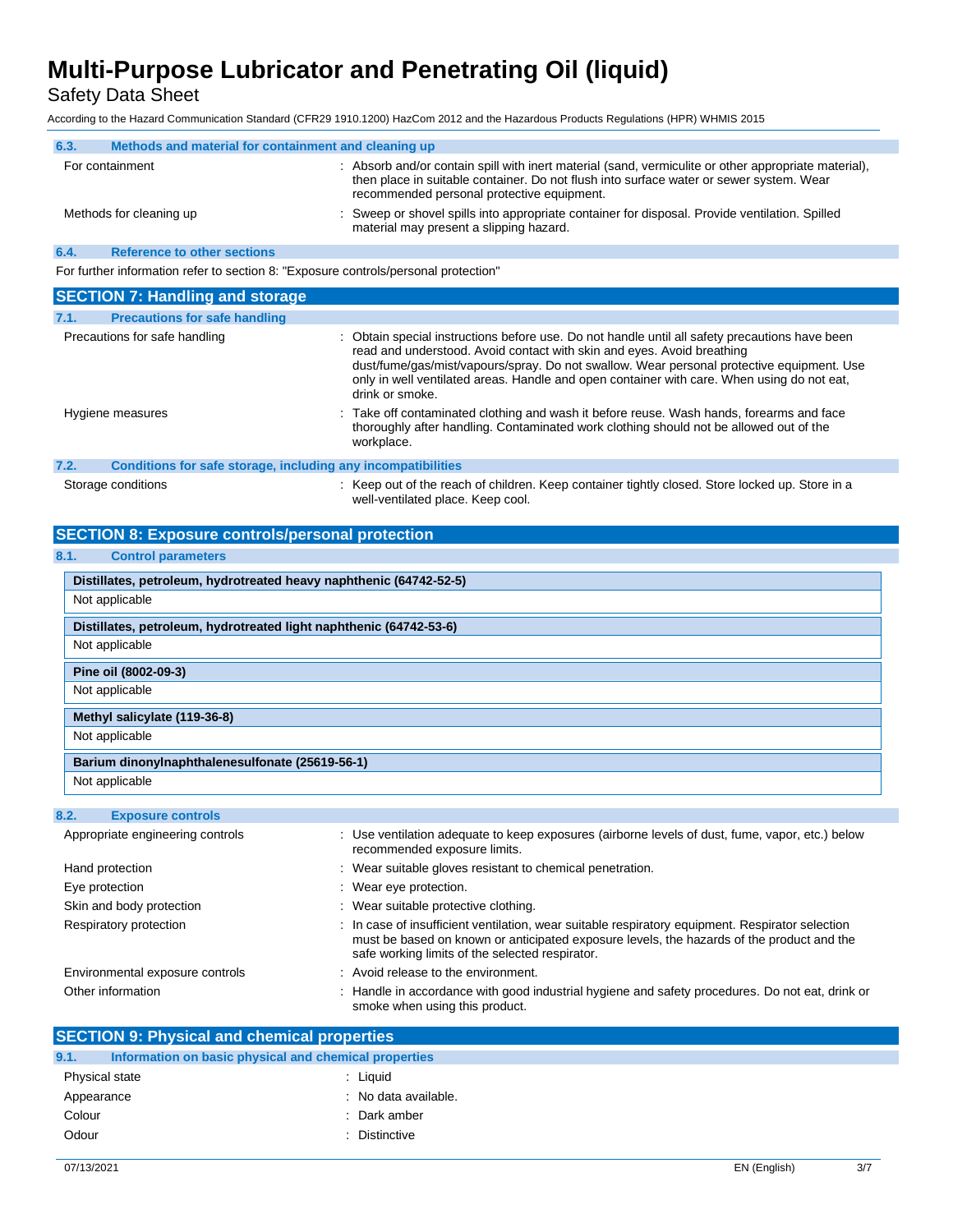### 6.3. Methods and material for containment and cleaning up

| | |
|---|---|
| For containment | : Absorb and/or contain spill with inert material (sand, vermiculite or other appropriate material), then place in suitable container. Do not flush into surface water or sewer system. Wear recommended personal protective equipment. |
| Methods for cleaning up | : Sweep or shovel spills into appropriate container for disposal. Provide ventilation. Spilled material may present a slipping hazard. |

### 6.4. Reference to other sections

For further information refer to section 8: "Exposure controls/personal protection"

## SECTION 7: Handling and storage

### 7.1. Precautions for safe handling

| | |
|---|---|
| Precautions for safe handling | : Obtain special instructions before use. Do not handle until all safety precautions have been read and understood. Avoid contact with skin and eyes. Avoid breathing dust/fume/gas/mist/vapours/spray. Do not swallow. Wear personal protective equipment. Use only in well ventilated areas. Handle and open container with care. When using do not eat, drink or smoke. |
| Hygiene measures | : Take off contaminated clothing and wash it before reuse. Wash hands, forearms and face thoroughly after handling. Contaminated work clothing should not be allowed out of the workplace. |

### 7.2. Conditions for safe storage, including any incompatibilities

| | |
|---|---|
| Storage conditions | : Keep out of the reach of children. Keep container tightly closed. Store locked up. Store in a well-ventilated place. Keep cool. |

## SECTION 8: Exposure controls/personal protection

### 8.1. Control parameters

| **Distillates, petroleum, hydrotreated heavy naphthenic (64742-52-5)** |
|---|
| Not applicable |

| **Distillates, petroleum, hydrotreated light naphthenic (64742-53-6)** |
|---|
| Not applicable |

| **Pine oil (8002-09-3)** |
|---|
| Not applicable |

| **Methyl salicylate (119-36-8)** |
|---|
| Not applicable |

| **Barium dinonylnaphthalenesulfonate (25619-56-1)** |
|---|
| Not applicable |

### 8.2. Exposure controls

| | |
|---|---|
| Appropriate engineering controls | : Use ventilation adequate to keep exposures (airborne levels of dust, fume, vapor, etc.) below recommended exposure limits. |
| Hand protection | : Wear suitable gloves resistant to chemical penetration. |
| Eye protection | : Wear eye protection. |
| Skin and body protection | : Wear suitable protective clothing. |
| Respiratory protection | : In case of insufficient ventilation, wear suitable respiratory equipment. Respirator selection must be based on known or anticipated exposure levels, the hazards of the product and the safe working limits of the selected respirator. |
| Environmental exposure controls | : Avoid release to the environment. |
| Other information | : Handle in accordance with good industrial hygiene and safety procedures. Do not eat, drink or smoke when using this product. |

## SECTION 9: Physical and chemical properties

### 9.1. Information on basic physical and chemical properties

| | |
|---|---|
| Physical state | : Liquid |
| Appearance | : No data available. |
| Colour | : Dark amber |
| Odour | : Distinctive |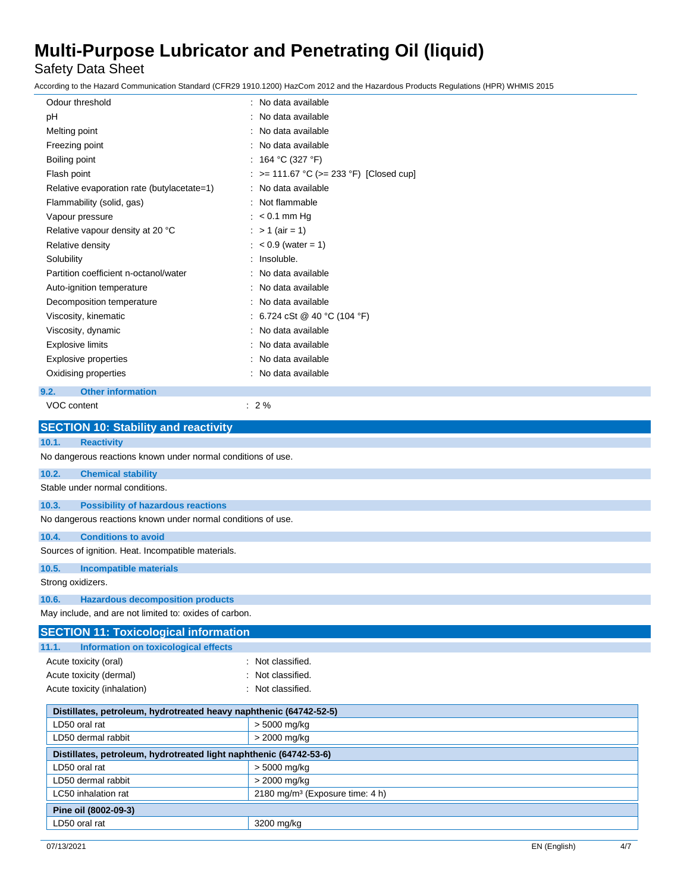| | |
|---|---|
| Odour threshold | : No data available |
| pH | : No data available |
| Melting point | : No data available |
| Freezing point | : No data available |
| Boiling point | : 164 °C (327 °F) |
| Flash point | : >= 111.67 °C (>= 233 °F) [Closed cup] |
| Relative evaporation rate (butylacetate=1) | : No data available |
| Flammability (solid, gas) | : Not flammable |
| Vapour pressure | : < 0.1 mm Hg |
| Relative vapour density at 20 °C | : > 1 (air = 1) |
| Relative density | : < 0.9 (water = 1) |
| Solubility | : Insoluble. |
| Partition coefficient n-octanol/water | : No data available |
| Auto-ignition temperature | : No data available |
| Decomposition temperature | : No data available |
| Viscosity, kinematic | : 6.724 cSt @ 40 °C (104 °F) |
| Viscosity, dynamic | : No data available |
| Explosive limits | : No data available |
| Explosive properties | : No data available |
| Oxidising properties | : No data available |

### 9.2. Other information

| | |
|---|---|
| VOC content | : 2 % |

## SECTION 10: Stability and reactivity

### 10.1. Reactivity

No dangerous reactions known under normal conditions of use.

### 10.2. Chemical stability

Stable under normal conditions.

### 10.3. Possibility of hazardous reactions

No dangerous reactions known under normal conditions of use.

### 10.4. Conditions to avoid

Sources of ignition. Heat. Incompatible materials.

### 10.5. Incompatible materials

Strong oxidizers.

### 10.6. Hazardous decomposition products

May include, and are not limited to: oxides of carbon.

## SECTION 11: Toxicological information

### 11.1. Information on toxicological effects

| | |
|---|---|
| Acute toxicity (oral) | : Not classified. |
| Acute toxicity (dermal) | : Not classified. |
| Acute toxicity (inhalation) | : Not classified. |

| **Distillates, petroleum, hydrotreated heavy naphthenic (64742-52-5)** | |
|---|---|
| LD50 oral rat | > 5000 mg/kg |
| LD50 dermal rabbit | > 2000 mg/kg |

| **Distillates, petroleum, hydrotreated light naphthenic (64742-53-6)** | |
|---|---|
| LD50 oral rat | > 5000 mg/kg |
| LD50 dermal rabbit | > 2000 mg/kg |
| LC50 inhalation rat | 2180 mg/m³ (Exposure time: 4 h) |

| **Pine oil (8002-09-3)** | |
|---|---|
| LD50 oral rat | 3200 mg/kg |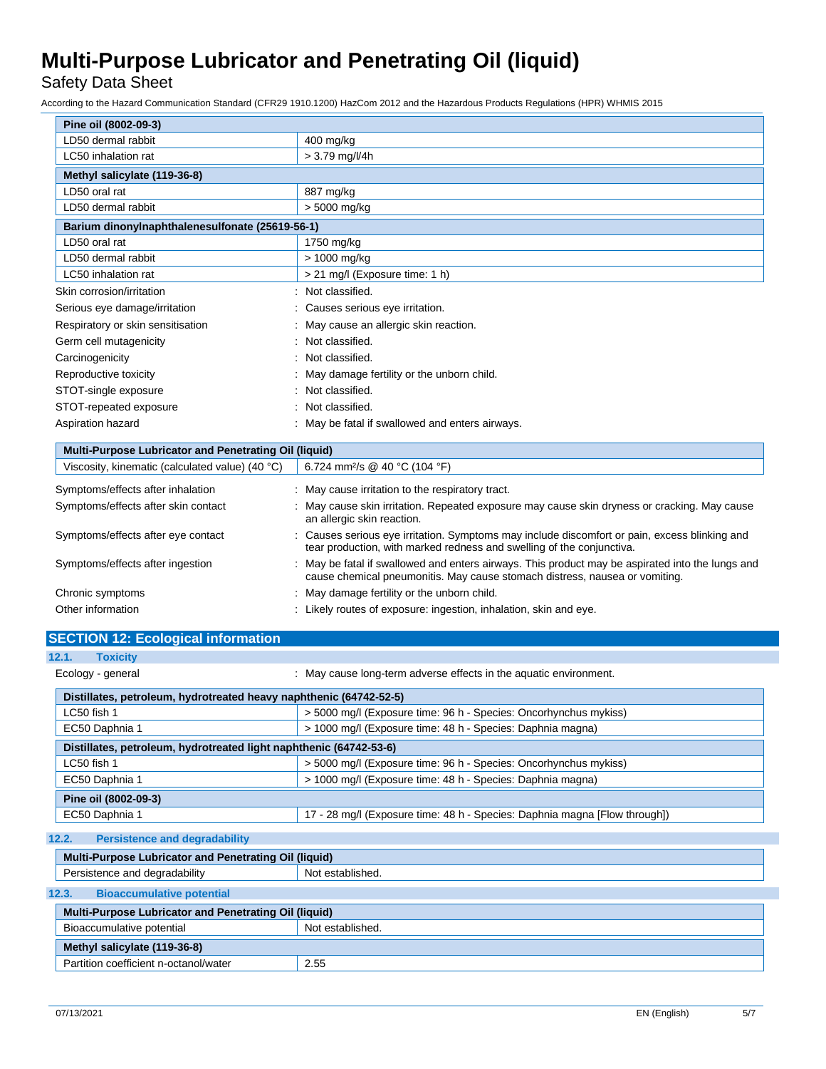| Pine oil (8002-09-3) | |
|---|---|
| LD50 dermal rabbit | 400 mg/kg |
| LC50 inhalation rat | > 3.79 mg/l/4h |

| Methyl salicylate (119-36-8) | |
|---|---|
| LD50 oral rat | 887 mg/kg |
| LD50 dermal rabbit | > 5000 mg/kg |

| Barium dinonylnaphthalenesulfonate (25619-56-1) | |
|---|---|
| LD50 oral rat | 1750 mg/kg |
| LD50 dermal rabbit | > 1000 mg/kg |
| LC50 inhalation rat | > 21 mg/l (Exposure time: 1 h) |

Skin corrosion/irritation : Not classified.

Serious eye damage/irritation : Causes serious eye irritation.

Respiratory or skin sensitisation : May cause an allergic skin reaction.

Germ cell mutagenicity : Not classified.

Carcinogenicity : Not classified.

Reproductive toxicity : May damage fertility or the unborn child.

STOT-single exposure : Not classified.

STOT-repeated exposure : Not classified.

Aspiration hazard : May be fatal if swallowed and enters airways.

| Multi-Purpose Lubricator and Penetrating Oil (liquid) | |
|---|---|
| Viscosity, kinematic (calculated value) (40 °C) | 6.724 $mm^2/s$ @ 40 °C (104 °F) |

Symptoms/effects after inhalation : May cause irritation to the respiratory tract.

Symptoms/effects after skin contact : May cause skin irritation. Repeated exposure may cause skin dryness or cracking. May cause an allergic skin reaction.

Symptoms/effects after eye contact : Causes serious eye irritation. Symptoms may include discomfort or pain, excess blinking and tear production, with marked redness and swelling of the conjunctiva.

Symptoms/effects after ingestion : May be fatal if swallowed and enters airways. This product may be aspirated into the lungs and cause chemical pneumonitis. May cause stomach distress, nausea or vomiting.

Chronic symptoms : May damage fertility or the unborn child.

Other information : Likely routes of exposure: ingestion, inhalation, skin and eye.

## SECTION 12: Ecological information

### 12.1. Toxicity

Ecology - general : May cause long-term adverse effects in the aquatic environment.

| Distillates, petroleum, hydrotreated heavy naphthenic (64742-52-5) | |
|---|---|
| LC50 fish 1 | > 5000 mg/l (Exposure time: 96 h - Species: Oncorhynchus mykiss) |
| EC50 Daphnia 1 | > 1000 mg/l (Exposure time: 48 h - Species: Daphnia magna) |

| Distillates, petroleum, hydrotreated light naphthenic (64742-53-6) | |
|---|---|
| LC50 fish 1 | > 5000 mg/l (Exposure time: 96 h - Species: Oncorhynchus mykiss) |
| EC50 Daphnia 1 | > 1000 mg/l (Exposure time: 48 h - Species: Daphnia magna) |

| Pine oil (8002-09-3) | |
|---|---|
| EC50 Daphnia 1 | 17 - 28 mg/l (Exposure time: 48 h - Species: Daphnia magna [Flow through]) |

### 12.2. Persistence and degradability

| Multi-Purpose Lubricator and Penetrating Oil (liquid) | |
|---|---|
| Persistence and degradability | Not established. |

### 12.3. Bioaccumulative potential

| Multi-Purpose Lubricator and Penetrating Oil (liquid) | |
|---|---|
| Bioaccumulative potential | Not established. |

| Methyl salicylate (119-36-8) | |
|---|---|
| Partition coefficient n-octanol/water | 2.55 |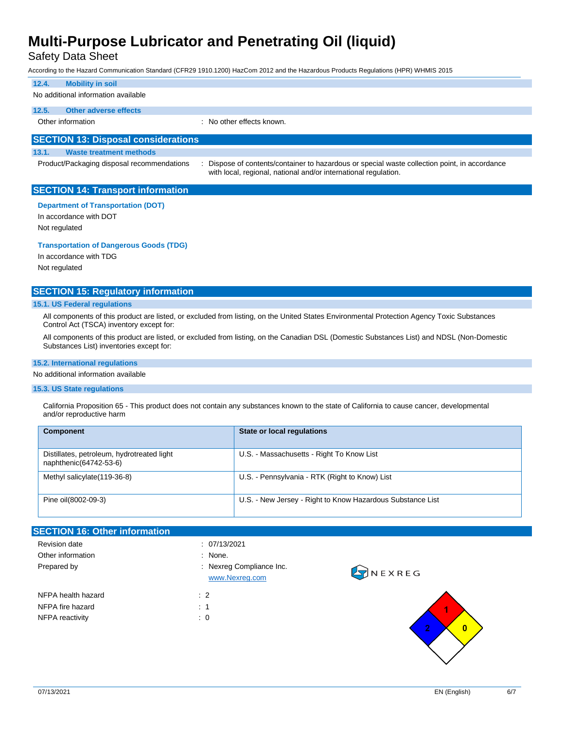## 12.4. Mobility in soil

No additional information available

## 12.5. Other adverse effects

Other information : No other effects known.

# SECTION 13: Disposal considerations

## 13.1. Waste treatment methods

Product/Packaging disposal recommendations : Dispose of contents/container to hazardous or special waste collection point, in accordance with local, regional, national and/or international regulation.

# SECTION 14: Transport information

**Department of Transportation (DOT)**

In accordance with DOT

Not regulated

**Transportation of Dangerous Goods (TDG)**

In accordance with TDG

Not regulated

# SECTION 15: Regulatory information

## 15.1. US Federal regulations

All components of this product are listed, or excluded from listing, on the United States Environmental Protection Agency Toxic Substances Control Act (TSCA) inventory except for:

All components of this product are listed, or excluded from listing, on the Canadian DSL (Domestic Substances List) and NDSL (Non-Domestic Substances List) inventories except for:

## 15.2. International regulations

No additional information available

## 15.3. US State regulations

California Proposition 65 - This product does not contain any substances known to the state of California to cause cancer, developmental and/or reproductive harm

| Component | State or local regulations |
|---|---|
| Distillates, petroleum, hydrotreated light naphthenic(64742-53-6) | U.S. - Massachusetts - Right To Know List |
| Methyl salicylate(119-36-8) | U.S. - Pennsylvania - RTK (Right to Know) List |
| Pine oil(8002-09-3) | U.S. - New Jersey - Right to Know Hazardous Substance List |

# SECTION 16: Other information

Revision date : 07/13/2021

Other information : None.

Prepared by : Nexreg Compliance Inc.
www.Nexreg.com

NFPA health hazard : 2

NFPA fire hazard : 1

NFPA reactivity : 0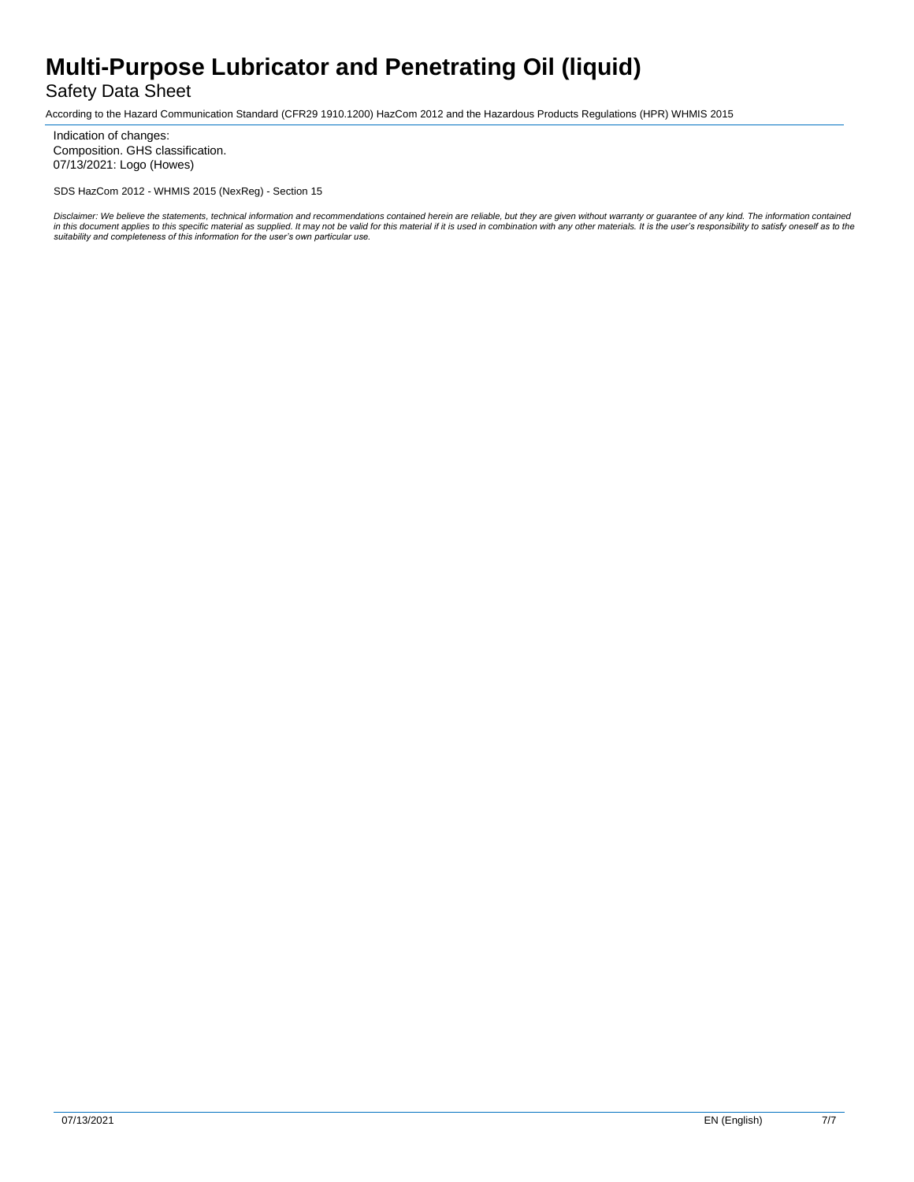Indication of changes:
Composition. GHS classification.
07/13/2021: Logo (Howes)

SDS HazCom 2012 - WHMIS 2015 (NexReg) - Section 15

*Disclaimer: We believe the statements, technical information and recommendations contained herein are reliable, but they are given without warranty or guarantee of any kind. The information contained in this document applies to this specific material as supplied. It may not be valid for this material if it is used in combination with any other materials. It is the user's responsibility to satisfy oneself as to the suitability and completeness of this information for the user's own particular use.*